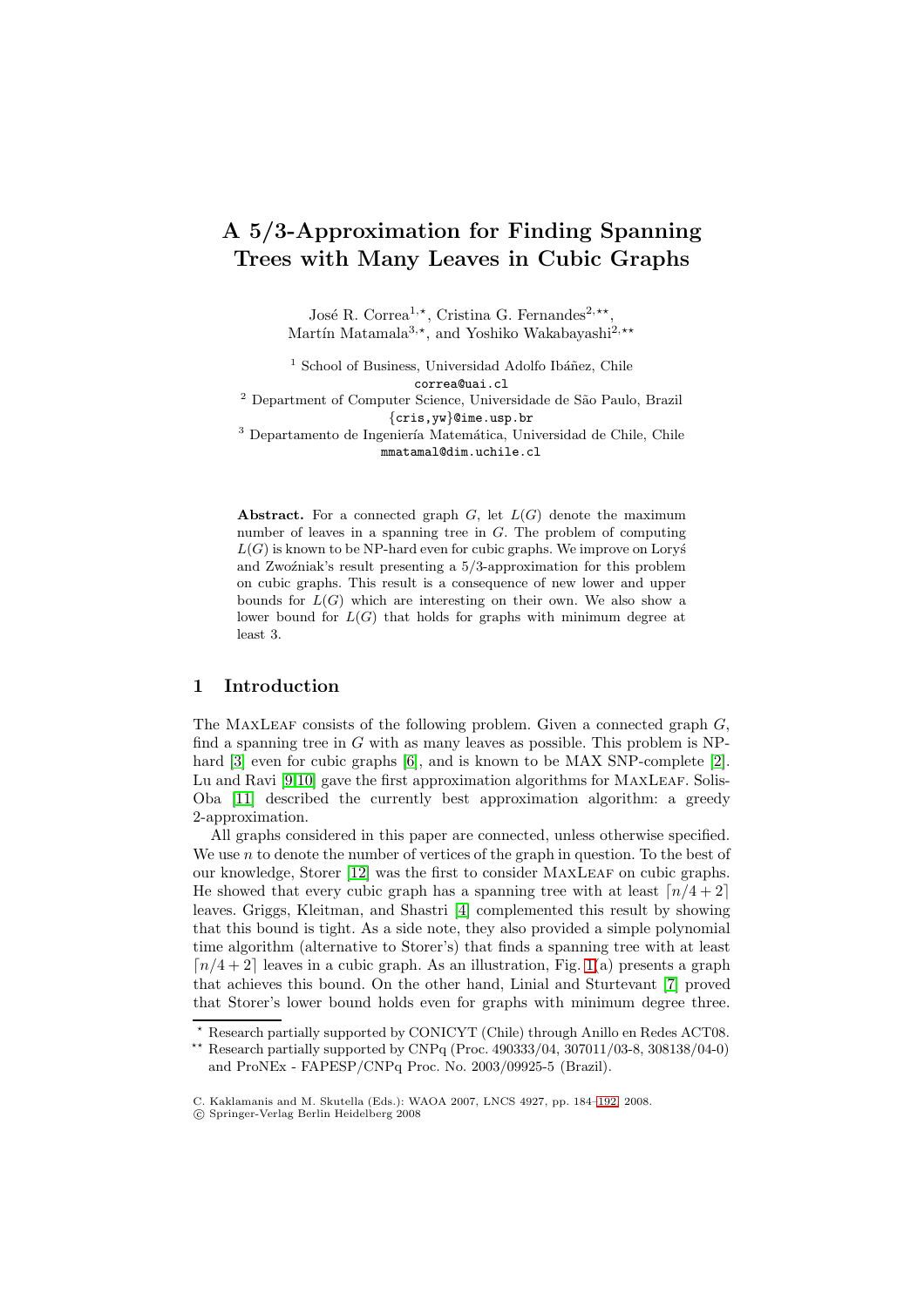# A 5/3-Approximation for Finding Spanning Trees with Many Leaves in Cubic Graphs

José R. Correa[1,⋆], Cristina G. Fernandes[2,⋆⋆], Martín Matamala[3,⋆], and Yoshiko Wakabayashi[2,⋆⋆]

[1] School of Business, Universidad Adolfo Ibáñez, Chile
correa@uai.cl

[2] Department of Computer Science, Universidade de São Paulo, Brazil
{cris,yw}@ime.usp.br

[3] Departamento de Ingeniería Matemática, Universidad de Chile, Chile
mmatamal@dim.uchile.cl

**Abstract.** For a connected graph $G$, let $L(G)$ denote the maximum number of leaves in a spanning tree in $G$. The problem of computing $L(G)$ is known to be NP-hard even for cubic graphs. We improve on Loryś and Zwoźniak's result presenting a 5/3-approximation for this problem on cubic graphs. This result is a consequence of new lower and upper bounds for $L(G)$ which are interesting on their own. We also show a lower bound for $L(G)$ that holds for graphs with minimum degree at least 3.

## 1 Introduction

The MaxLeaf consists of the following problem. Given a connected graph $G$, find a spanning tree in $G$ with as many leaves as possible. This problem is NP-hard [3] even for cubic graphs [6], and is known to be MAX SNP-complete [2]. Lu and Ravi [9,10] gave the first approximation algorithms for MaxLeaf. Solis-Oba [11] described the currently best approximation algorithm: a greedy 2-approximation.

All graphs considered in this paper are connected, unless otherwise specified. We use $n$ to denote the number of vertices of the graph in question. To the best of our knowledge, Storer [12] was the first to consider MaxLeaf on cubic graphs. He showed that every cubic graph has a spanning tree with at least $\lceil n/4+2 \rceil$ leaves. Griggs, Kleitman, and Shastri [4] complemented this result by showing that this bound is tight. As a side note, they also provided a simple polynomial time algorithm (alternative to Storer's) that finds a spanning tree with at least $\lceil n/4+2 \rceil$ leaves in a cubic graph. As an illustration, Fig. 1(a) presents a graph that achieves this bound. On the other hand, Linial and Sturtevant [7] proved that Storer's lower bound holds even for graphs with minimum degree three.

⋆ Research partially supported by CONICYT (Chile) through Anillo en Redes ACT08.

⋆⋆ Research partially supported by CNPq (Proc. 490333/04, 307011/03-8, 308138/04-0) and ProNEx - FAPESP/CNPq Proc. No. 2003/09925-5 (Brazil).

C. Kaklamanis and M. Skutella (Eds.): WAOA 2007, LNCS 4927, pp. 184–192, 2008.
© Springer-Verlag Berlin Heidelberg 2008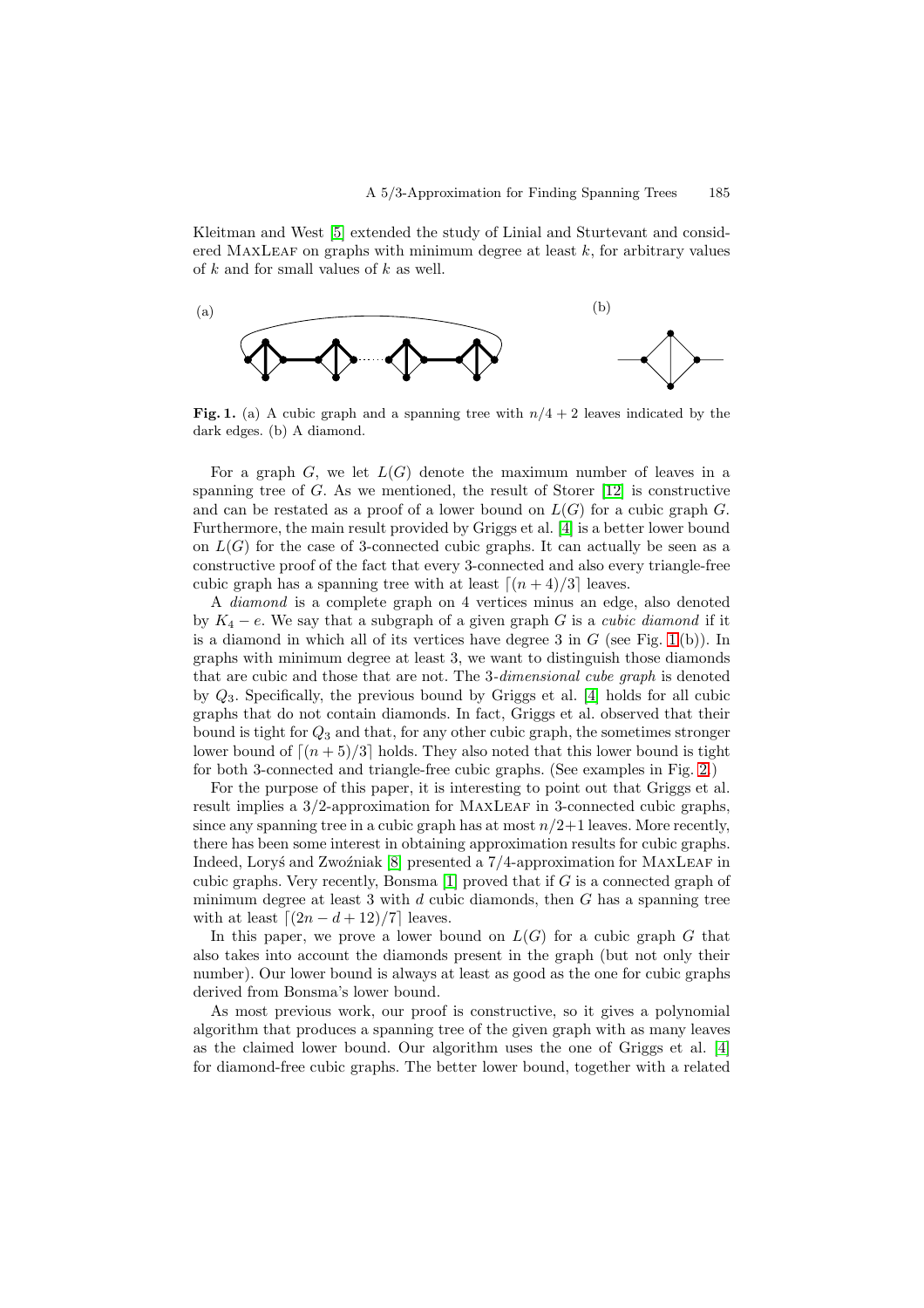Kleitman and West [5] extended the study of Linial and Sturtevant and considered MaxLeaf on graphs with minimum degree at least $k$, for arbitrary values of $k$ and for small values of $k$ as well.

**Fig. 1.** (a) A cubic graph and a spanning tree with $n/4 + 2$ leaves indicated by the dark edges. (b) A diamond.

For a graph $G$, we let $L(G)$ denote the maximum number of leaves in a spanning tree of $G$. As we mentioned, the result of Storer [12] is constructive and can be restated as a proof of a lower bound on $L(G)$ for a cubic graph $G$. Furthermore, the main result provided by Griggs et al. [4] is a better lower bound on $L(G)$ for the case of 3-connected cubic graphs. It can actually be seen as a constructive proof of the fact that every 3-connected and also every triangle-free cubic graph has a spanning tree with at least $\lceil (n + 4)/3 \rceil$ leaves.

A *diamond* is a complete graph on 4 vertices minus an edge, also denoted by $K_4 - e$. We say that a subgraph of a given graph $G$ is a *cubic diamond* if it is a diamond in which all of its vertices have degree 3 in $G$ (see Fig. 1(b)). In graphs with minimum degree at least 3, we want to distinguish those diamonds that are cubic and those that are not. The 3-*dimensional cube graph* is denoted by $Q_3$. Specifically, the previous bound by Griggs et al. [4] holds for all cubic graphs that do not contain diamonds. In fact, Griggs et al. observed that their bound is tight for $Q_3$ and that, for any other cubic graph, the sometimes stronger lower bound of $\lceil (n + 5)/3 \rceil$ holds. They also noted that this lower bound is tight for both 3-connected and triangle-free cubic graphs. (See examples in Fig. 2.)

For the purpose of this paper, it is interesting to point out that Griggs et al. result implies a 3/2-approximation for MaxLeaf in 3-connected cubic graphs, since any spanning tree in a cubic graph has at most $n/2+1$ leaves. More recently, there has been some interest in obtaining approximation results for cubic graphs. Indeed, Loryś and Zwoźniak [8] presented a 7/4-approximation for MaxLeaf in cubic graphs. Very recently, Bonsma [1] proved that if $G$ is a connected graph of minimum degree at least 3 with $d$ cubic diamonds, then $G$ has a spanning tree with at least $\lceil (2n - d + 12)/7 \rceil$ leaves.

In this paper, we prove a lower bound on $L(G)$ for a cubic graph $G$ that also takes into account the diamonds present in the graph (but not only their number). Our lower bound is always at least as good as the one for cubic graphs derived from Bonsma's lower bound.

As most previous work, our proof is constructive, so it gives a polynomial algorithm that produces a spanning tree of the given graph with as many leaves as the claimed lower bound. Our algorithm uses the one of Griggs et al. [4] for diamond-free cubic graphs. The better lower bound, together with a related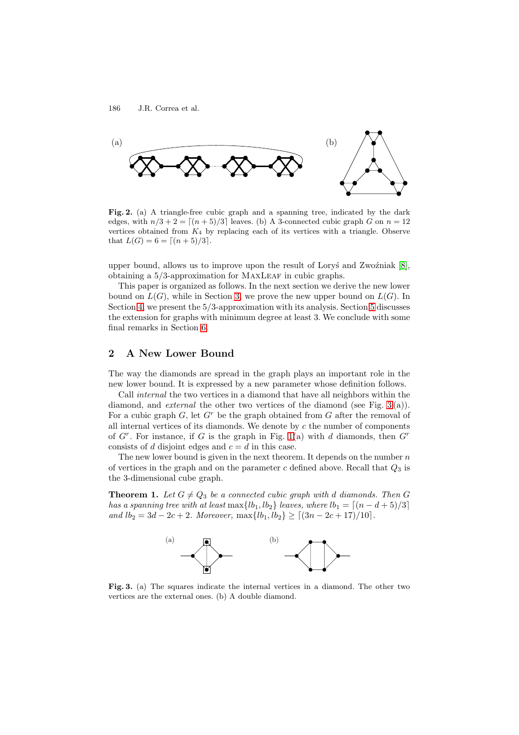**Fig. 2.** (a) A triangle-free cubic graph and a spanning tree, indicated by the dark edges, with $n/3 + 2 = \lceil (n+5)/3 \rceil$ leaves. (b) A 3-connected cubic graph $G$ on $n = 12$ vertices obtained from $K_4$ by replacing each of its vertices with a triangle. Observe that $L(G) = 6 = \lceil (n+5)/3 \rceil$.

upper bound, allows us to improve upon the result of Loryś and Zwoźniak [8], obtaining a 5/3-approximation for MaxLeaf in cubic graphs.

This paper is organized as follows. In the next section we derive the new lower bound on $L(G)$, while in Section 3, we prove the new upper bound on $L(G)$. In Section 4, we present the 5/3-approximation with its analysis. Section 5 discusses the extension for graphs with minimum degree at least 3. We conclude with some final remarks in Section 6.

## 2 A New Lower Bound

The way the diamonds are spread in the graph plays an important role in the new lower bound. It is expressed by a new parameter whose definition follows.

Call *internal* the two vertices in a diamond that have all neighbors within the diamond, and *external* the other two vertices of the diamond (see Fig. 3(a)). For a cubic graph $G$, let $G^r$ be the graph obtained from $G$ after the removal of all internal vertices of its diamonds. We denote by $c$ the number of components of $G^r$. For instance, if $G$ is the graph in Fig. 1(a) with $d$ diamonds, then $G^r$ consists of $d$ disjoint edges and $c = d$ in this case.

The new lower bound is given in the next theorem. It depends on the number $n$ of vertices in the graph and on the parameter $c$ defined above. Recall that $Q_3$ is the 3-dimensional cube graph.

**Theorem 1.** *Let $G \neq Q_3$ be a connected cubic graph with $d$ diamonds. Then $G$ has a spanning tree with at least $\max\{lb_1, lb_2\}$ leaves, where $lb_1 = \lceil (n-d+5)/3 \rceil$ and $lb_2 = 3d - 2c + 2$. Moreover, $\max\{lb_1, lb_2\} \geq \lceil (3n - 2c + 17)/10 \rceil$.*

**Fig. 3.** (a) The squares indicate the internal vertices in a diamond. The other two vertices are the external ones. (b) A double diamond.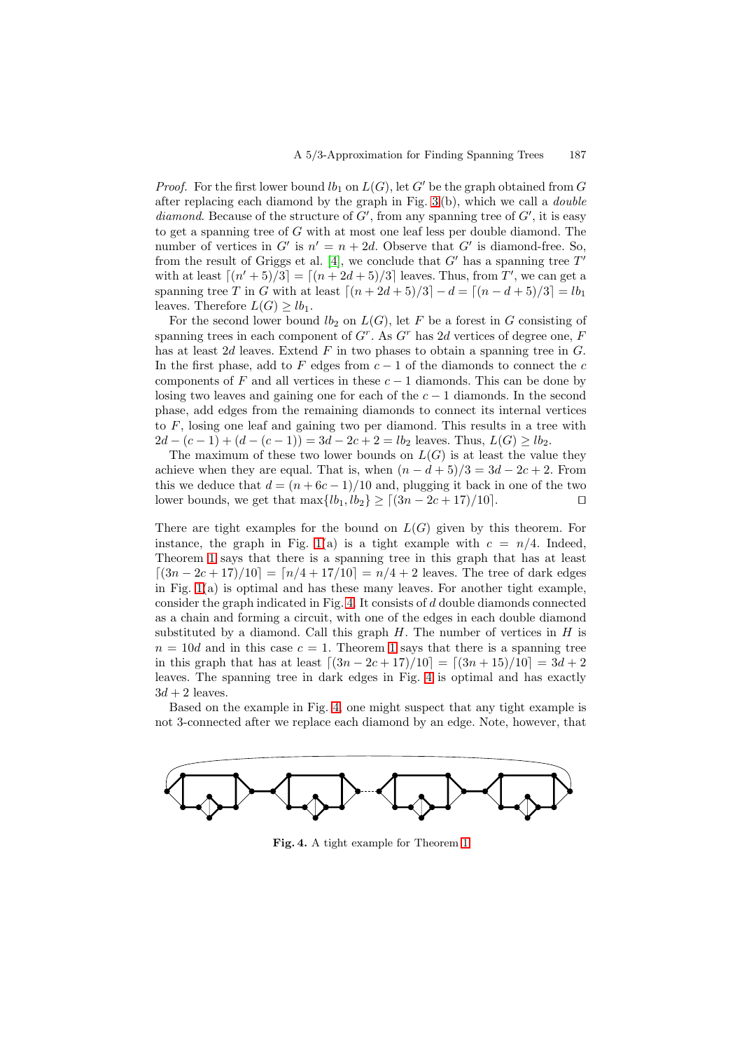*Proof.* For the first lower bound $lb_1$ on $L(G)$, let $G'$ be the graph obtained from $G$ after replacing each diamond by the graph in Fig. 3(b), which we call a *double diamond*. Because of the structure of $G'$, from any spanning tree of $G'$, it is easy to get a spanning tree of $G$ with at most one leaf less per double diamond. The number of vertices in $G'$ is $n' = n + 2d$. Observe that $G'$ is diamond-free. So, from the result of Griggs et al. [4], we conclude that $G'$ has a spanning tree $T'$ with at least $\lceil (n' + 5)/3 \rceil = \lceil (n + 2d + 5)/3 \rceil$ leaves. Thus, from $T'$, we can get a spanning tree $T$ in $G$ with at least $\lceil (n + 2d + 5)/3 \rceil - d = \lceil (n - d + 5)/3 \rceil = lb_1$ leaves. Therefore $L(G) \geq lb_1$.

For the second lower bound $lb_2$ on $L(G)$, let $F$ be a forest in $G$ consisting of spanning trees in each component of $G^r$. As $G^r$ has $2d$ vertices of degree one, $F$ has at least $2d$ leaves. Extend $F$ in two phases to obtain a spanning tree in $G$. In the first phase, add to $F$ edges from $c - 1$ of the diamonds to connect the $c$ components of $F$ and all vertices in these $c - 1$ diamonds. This can be done by losing two leaves and gaining one for each of the $c - 1$ diamonds. In the second phase, add edges from the remaining diamonds to connect its internal vertices to $F$, losing one leaf and gaining two per diamond. This results in a tree with $2d - (c - 1) + (d - (c - 1)) = 3d - 2c + 2 = lb_2$ leaves. Thus, $L(G) \geq lb_2$.

The maximum of these two lower bounds on $L(G)$ is at least the value they achieve when they are equal. That is, when $(n - d + 5)/3 = 3d - 2c + 2$. From this we deduce that $d = (n + 6c - 1)/10$ and, plugging it back in one of the two lower bounds, we get that $\max\{lb_1, lb_2\} \geq \lceil (3n - 2c + 17)/10 \rceil$. ☐

There are tight examples for the bound on $L(G)$ given by this theorem. For instance, the graph in Fig. 1(a) is a tight example with $c = n/4$. Indeed, Theorem 1 says that there is a spanning tree in this graph that has at least $\lceil (3n - 2c + 17)/10 \rceil = \lceil n/4 + 17/10 \rceil = n/4 + 2$ leaves. The tree of dark edges in Fig. 1(a) is optimal and has these many leaves. For another tight example, consider the graph indicated in Fig. 4. It consists of $d$ double diamonds connected as a chain and forming a circuit, with one of the edges in each double diamond substituted by a diamond. Call this graph $H$. The number of vertices in $H$ is $n = 10d$ and in this case $c = 1$. Theorem 1 says that there is a spanning tree in this graph that has at least $\lceil (3n - 2c + 17)/10 \rceil = \lceil (3n + 15)/10 \rceil = 3d + 2$ leaves. The spanning tree in dark edges in Fig. 4 is optimal and has exactly $3d + 2$ leaves.

Based on the example in Fig. 4, one might suspect that any tight example is not 3-connected after we replace each diamond by an edge. Note, however, that

**Fig. 4.** A tight example for Theorem 1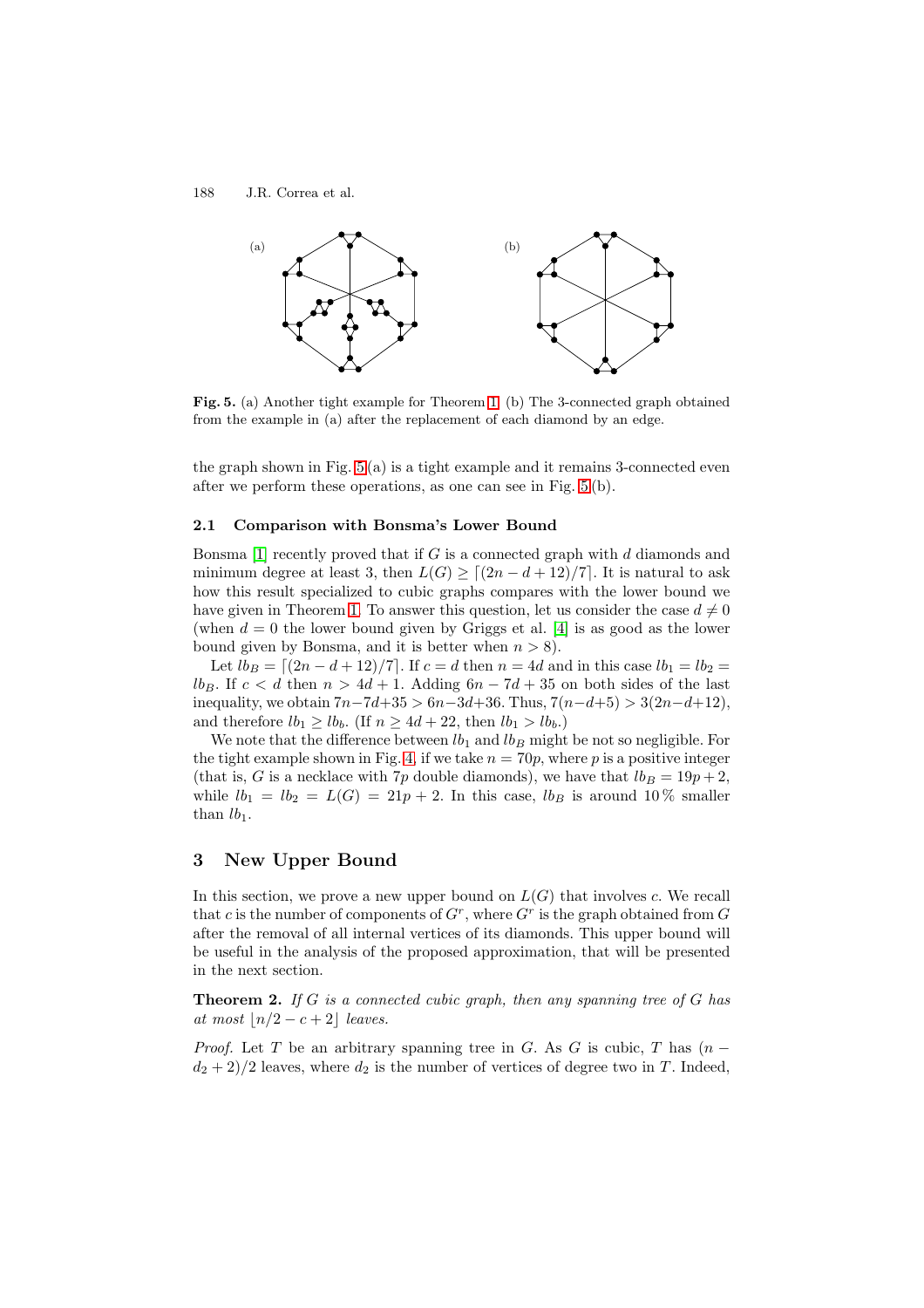**Fig. 5.** (a) Another tight example for Theorem 1. (b) The 3-connected graph obtained from the example in (a) after the replacement of each diamond by an edge.

the graph shown in Fig. 5(a) is a tight example and it remains 3-connected even after we perform these operations, as one can see in Fig. 5(b).

### 2.1 Comparison with Bonsma's Lower Bound

Bonsma [1] recently proved that if $G$ is a connected graph with $d$ diamonds and minimum degree at least 3, then $L(G) \geq \lceil (2n - d + 12)/7 \rceil$. It is natural to ask how this result specialized to cubic graphs compares with the lower bound we have given in Theorem 1. To answer this question, let us consider the case $d \neq 0$ (when $d = 0$ the lower bound given by Griggs et al. [4] is as good as the lower bound given by Bonsma, and it is better when $n > 8$).

Let $lb_B = \lceil (2n - d + 12)/7 \rceil$. If $c = d$ then $n = 4d$ and in this case $lb_1 = lb_2 = lb_B$. If $c < d$ then $n > 4d + 1$. Adding $6n - 7d + 35$ on both sides of the last inequality, we obtain $7n - 7d + 35 > 6n - 3d + 36$. Thus, $7(n-d+5) > 3(2n-d+12)$, and therefore $lb_1 \geq lb_b$. (If $n \geq 4d + 22$, then $lb_1 > lb_b$.)

We note that the difference between $lb_1$ and $lb_B$ might be not so negligible. For the tight example shown in Fig. 4, if we take $n = 70p$, where $p$ is a positive integer (that is, $G$ is a necklace with $7p$ double diamonds), we have that $lb_B = 19p + 2$, while $lb_1 = lb_2 = L(G) = 21p + 2$. In this case, $lb_B$ is around 10 % smaller than $lb_1$.

## 3 New Upper Bound

In this section, we prove a new upper bound on $L(G)$ that involves $c$. We recall that $c$ is the number of components of $G^r$, where $G^r$ is the graph obtained from $G$ after the removal of all internal vertices of its diamonds. This upper bound will be useful in the analysis of the proposed approximation, that will be presented in the next section.

**Theorem 2.** *If $G$ is a connected cubic graph, then any spanning tree of $G$ has at most $\lfloor n/2 - c + 2 \rfloor$ leaves.*

*Proof.* Let $T$ be an arbitrary spanning tree in $G$. As $G$ is cubic, $T$ has $(n - d_2 + 2)/2$ leaves, where $d_2$ is the number of vertices of degree two in $T$. Indeed,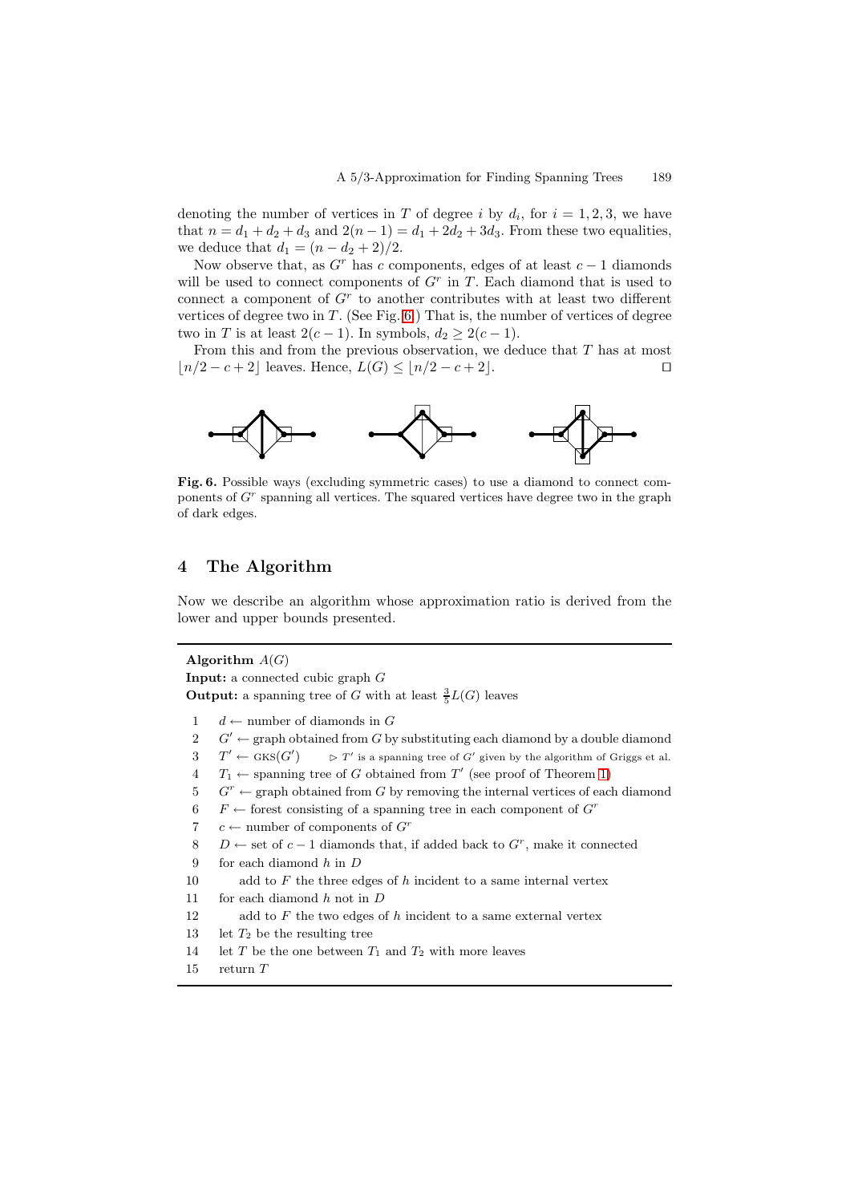denoting the number of vertices in $T$ of degree $i$ by $d_i$, for $i = 1, 2, 3$, we have that $n = d_1 + d_2 + d_3$ and $2(n-1) = d_1 + 2d_2 + 3d_3$. From these two equalities, we deduce that $d_1 = (n - d_2 + 2)/2$.

Now observe that, as $G^r$ has $c$ components, edges of at least $c-1$ diamonds will be used to connect components of $G^r$ in $T$. Each diamond that is used to connect a component of $G^r$ to another contributes with at least two different vertices of degree two in $T$. (See Fig. 6.) That is, the number of vertices of degree two in $T$ is at least $2(c-1)$. In symbols, $d_2 \geq 2(c-1)$.

From this and from the previous observation, we deduce that $T$ has at most $\lfloor n/2 - c + 2 \rfloor$ leaves. Hence, $L(G) \leq \lfloor n/2 - c + 2 \rfloor$. □

**Fig. 6.** Possible ways (excluding symmetric cases) to use a diamond to connect components of $G^r$ spanning all vertices. The squared vertices have degree two in the graph of dark edges.

## 4 The Algorithm

Now we describe an algorithm whose approximation ratio is derived from the lower and upper bounds presented.

**Algorithm** $A(G)$
**Input:** a connected cubic graph $G$
**Output:** a spanning tree of $G$ with at least $\frac{3}{5}L(G)$ leaves

```
1   d ← number of diamonds in G
2   G′ ← graph obtained from G by substituting each diamond by a double diamond
3   T′ ← GKS(G′)      ▷ T′ is a spanning tree of G′ given by the algorithm of Griggs et al.
4   T1 ← spanning tree of G obtained from T′ (see proof of Theorem 1)
5   G^r ← graph obtained from G by removing the internal vertices of each diamond
6   F ← forest consisting of a spanning tree in each component of G^r
7   c ← number of components of G^r
8   D ← set of c − 1 diamonds that, if added back to G^r, make it connected
9   for each diamond h in D
10      add to F the three edges of h incident to a same internal vertex
11  for each diamond h not in D
12      add to F the two edges of h incident to a same external vertex
13  let T2 be the resulting tree
14  let T be the one between T1 and T2 with more leaves
15  return T
```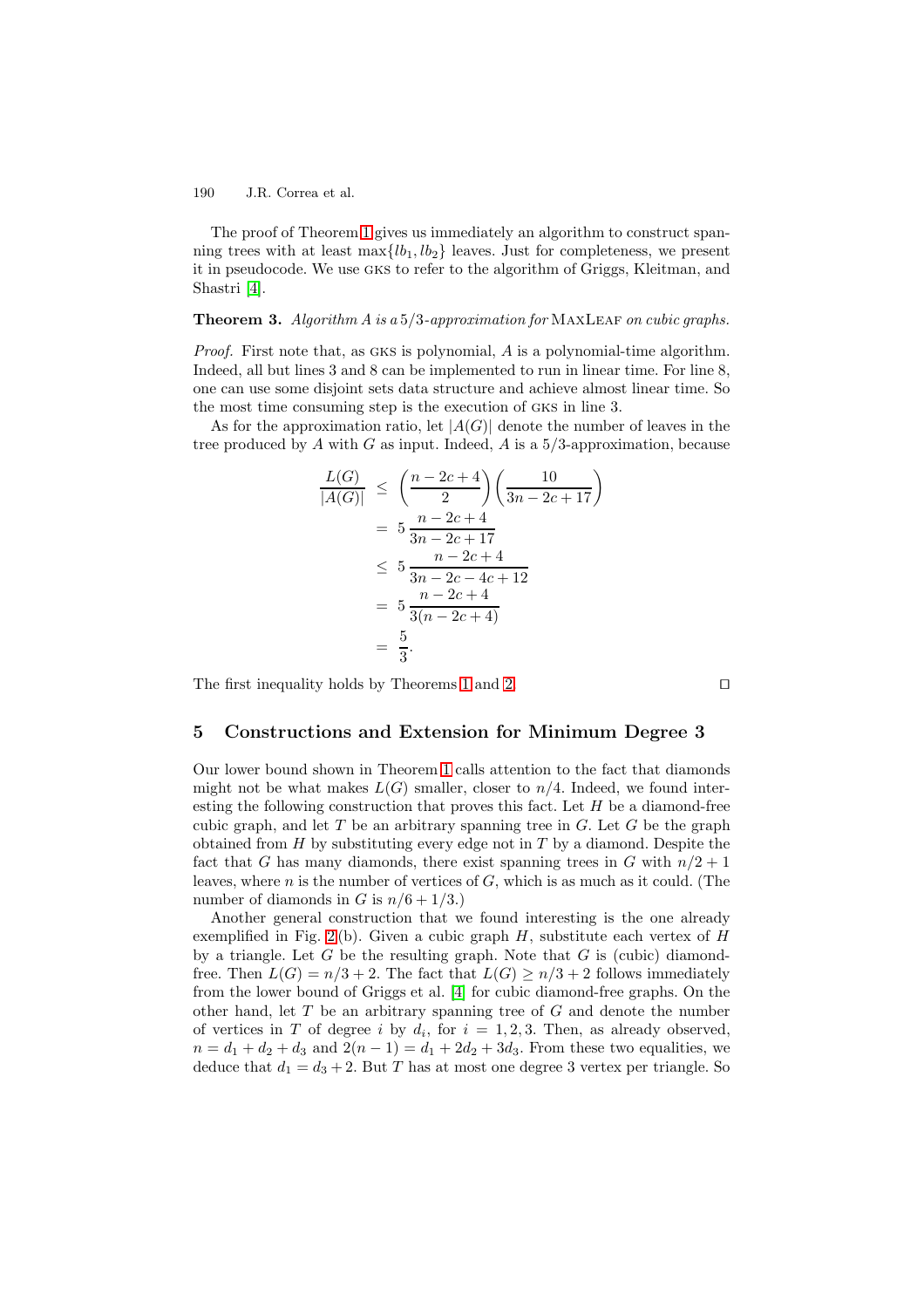The proof of Theorem 1 gives us immediately an algorithm to construct spanning trees with at least $\max\{lb_1, lb_2\}$ leaves. Just for completeness, we present it in pseudocode. We use GKS to refer to the algorithm of Griggs, Kleitman, and Shastri [4].

**Theorem 3.** *Algorithm $A$ is a $5/3$-approximation for* MaxLeaf *on cubic graphs.*

*Proof.* First note that, as GKS is polynomial, $A$ is a polynomial-time algorithm. Indeed, all but lines 3 and 8 can be implemented to run in linear time. For line 8, one can use some disjoint sets data structure and achieve almost linear time. So the most time consuming step is the execution of GKS in line 3.

As for the approximation ratio, let $|A(G)|$ denote the number of leaves in the tree produced by $A$ with $G$ as input. Indeed, $A$ is a $5/3$-approximation, because

$$
\begin{aligned}
\frac{L(G)}{|A(G)|} &\leq \left(\frac{n-2c+4}{2}\right)\left(\frac{10}{3n-2c+17}\right) \\
&= 5\,\frac{n-2c+4}{3n-2c+17} \\
&\leq 5\,\frac{n-2c+4}{3n-2c-4c+12} \\
&= 5\,\frac{n-2c+4}{3(n-2c+4)} \\
&= \frac{5}{3}.
\end{aligned}
$$

The first inequality holds by Theorems 1 and 2. □

## 5 Constructions and Extension for Minimum Degree 3

Our lower bound shown in Theorem 1 calls attention to the fact that diamonds might not be what makes $L(G)$ smaller, closer to $n/4$. Indeed, we found interesting the following construction that proves this fact. Let $H$ be a diamond-free cubic graph, and let $T$ be an arbitrary spanning tree in $G$. Let $G$ be the graph obtained from $H$ by substituting every edge not in $T$ by a diamond. Despite the fact that $G$ has many diamonds, there exist spanning trees in $G$ with $n/2+1$ leaves, where $n$ is the number of vertices of $G$, which is as much as it could. (The number of diamonds in $G$ is $n/6 + 1/3$.)

Another general construction that we found interesting is the one already exemplified in Fig. 2(b). Given a cubic graph $H$, substitute each vertex of $H$ by a triangle. Let $G$ be the resulting graph. Note that $G$ is (cubic) diamond-free. Then $L(G) = n/3 + 2$. The fact that $L(G) \geq n/3 + 2$ follows immediately from the lower bound of Griggs et al. [4] for cubic diamond-free graphs. On the other hand, let $T$ be an arbitrary spanning tree of $G$ and denote the number of vertices in $T$ of degree $i$ by $d_i$, for $i = 1, 2, 3$. Then, as already observed, $n = d_1 + d_2 + d_3$ and $2(n-1) = d_1 + 2d_2 + 3d_3$. From these two equalities, we deduce that $d_1 = d_3 + 2$. But $T$ has at most one degree 3 vertex per triangle. So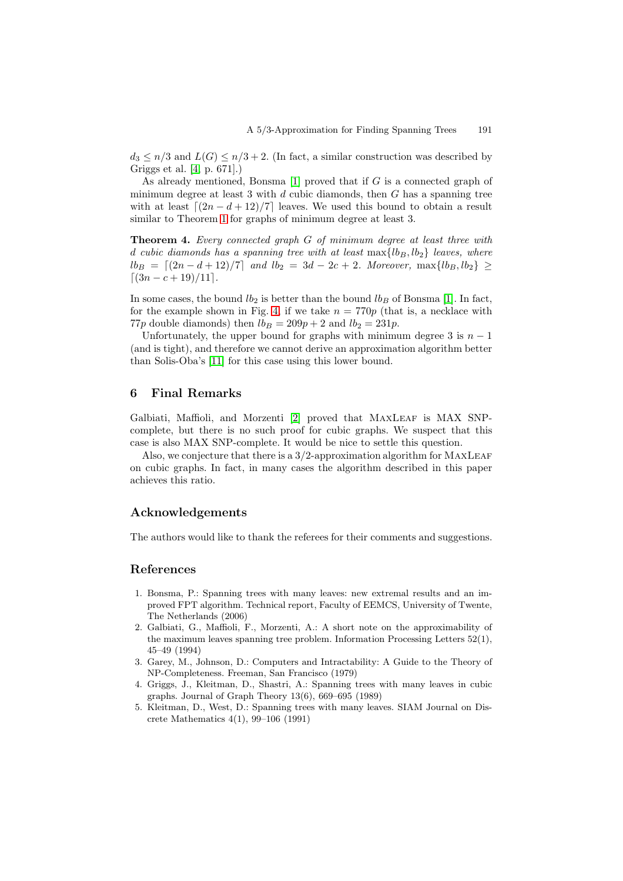$d_3 \leq n/3$ and $L(G) \leq n/3 + 2$. (In fact, a similar construction was described by Griggs et al. [4, p. 671].)

As already mentioned, Bonsma [1] proved that if $G$ is a connected graph of minimum degree at least 3 with $d$ cubic diamonds, then $G$ has a spanning tree with at least $\lceil (2n - d + 12)/7 \rceil$ leaves. We used this bound to obtain a result similar to Theorem 1 for graphs of minimum degree at least 3.

**Theorem 4.** *Every connected graph $G$ of minimum degree at least three with $d$ cubic diamonds has a spanning tree with at least $\max\{lb_B, lb_2\}$ leaves, where $lb_B = \lceil (2n - d + 12)/7 \rceil$ and $lb_2 = 3d - 2c + 2$. Moreover, $\max\{lb_B, lb_2\} \geq \lceil (3n - c + 19)/11 \rceil$.*

In some cases, the bound $lb_2$ is better than the bound $lb_B$ of Bonsma [1]. In fact, for the example shown in Fig. 4, if we take $n = 770p$ (that is, a necklace with $77p$ double diamonds) then $lb_B = 209p + 2$ and $lb_2 = 231p$.

Unfortunately, the upper bound for graphs with minimum degree 3 is $n - 1$ (and is tight), and therefore we cannot derive an approximation algorithm better than Solis-Oba's [11] for this case using this lower bound.

## 6 Final Remarks

Galbiati, Maffioli, and Morzenti [2] proved that MaxLeaf is MAX SNP-complete, but there is no such proof for cubic graphs. We suspect that this case is also MAX SNP-complete. It would be nice to settle this question.

Also, we conjecture that there is a 3/2-approximation algorithm for MaxLeaf on cubic graphs. In fact, in many cases the algorithm described in this paper achieves this ratio.

## Acknowledgements

The authors would like to thank the referees for their comments and suggestions.

## References

1. Bonsma, P.: Spanning trees with many leaves: new extremal results and an improved FPT algorithm. Technical report, Faculty of EEMCS, University of Twente, The Netherlands (2006)
2. Galbiati, G., Maffioli, F., Morzenti, A.: A short note on the approximability of the maximum leaves spanning tree problem. Information Processing Letters 52(1), 45–49 (1994)
3. Garey, M., Johnson, D.: Computers and Intractability: A Guide to the Theory of NP-Completeness. Freeman, San Francisco (1979)
4. Griggs, J., Kleitman, D., Shastri, A.: Spanning trees with many leaves in cubic graphs. Journal of Graph Theory 13(6), 669–695 (1989)
5. Kleitman, D., West, D.: Spanning trees with many leaves. SIAM Journal on Discrete Mathematics 4(1), 99–106 (1991)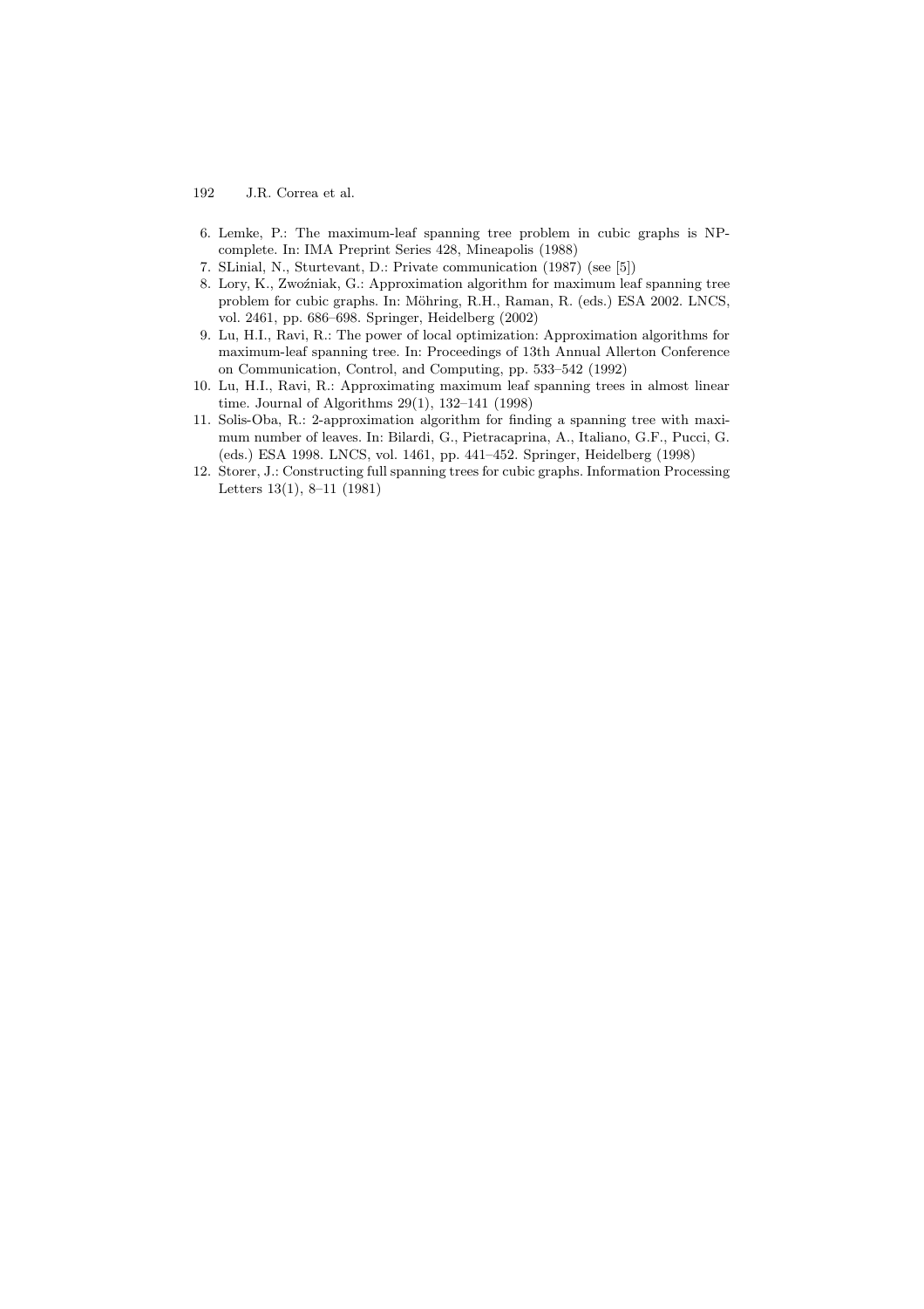6. Lemke, P.: The maximum-leaf spanning tree problem in cubic graphs is NP-complete. In: IMA Preprint Series 428, Mineapolis (1988)
7. SLinial, N., Sturtevant, D.: Private communication (1987) (see [5])
8. Lory, K., Zwoźniak, G.: Approximation algorithm for maximum leaf spanning tree problem for cubic graphs. In: Möhring, R.H., Raman, R. (eds.) ESA 2002. LNCS, vol. 2461, pp. 686–698. Springer, Heidelberg (2002)
9. Lu, H.I., Ravi, R.: The power of local optimization: Approximation algorithms for maximum-leaf spanning tree. In: Proceedings of 13th Annual Allerton Conference on Communication, Control, and Computing, pp. 533–542 (1992)
10. Lu, H.I., Ravi, R.: Approximating maximum leaf spanning trees in almost linear time. Journal of Algorithms 29(1), 132–141 (1998)
11. Solis-Oba, R.: 2-approximation algorithm for finding a spanning tree with maximum number of leaves. In: Bilardi, G., Pietracaprina, A., Italiano, G.F., Pucci, G. (eds.) ESA 1998. LNCS, vol. 1461, pp. 441–452. Springer, Heidelberg (1998)
12. Storer, J.: Constructing full spanning trees for cubic graphs. Information Processing Letters 13(1), 8–11 (1981)